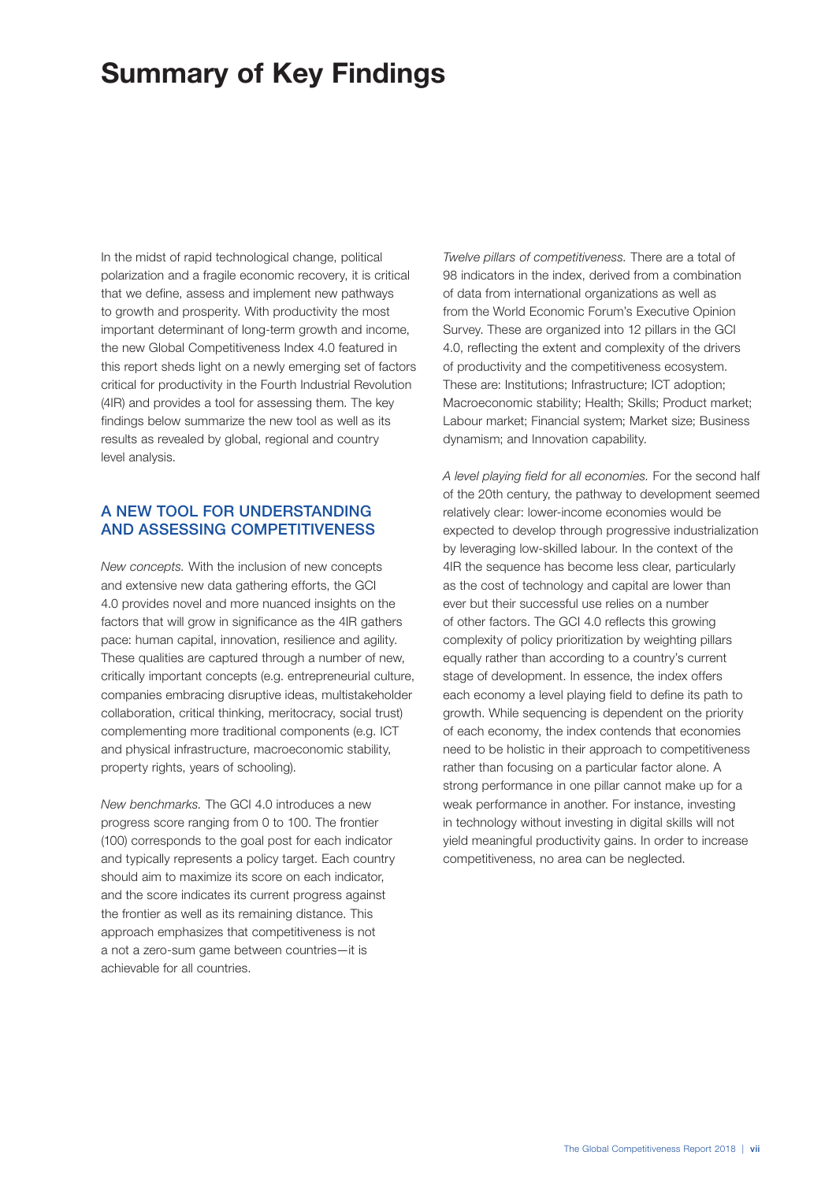# Summary of Key Findings

In the midst of rapid technological change, political polarization and a fragile economic recovery, it is critical that we define, assess and implement new pathways to growth and prosperity. With productivity the most important determinant of long-term growth and income, the new Global Competitiveness Index 4.0 featured in this report sheds light on a newly emerging set of factors critical for productivity in the Fourth Industrial Revolution (4IR) and provides a tool for assessing them. The key findings below summarize the new tool as well as its results as revealed by global, regional and country level analysis.

## A NEW TOOL FOR UNDERSTANDING AND ASSESSING COMPETITIVENESS

*New concepts.* With the inclusion of new concepts and extensive new data gathering efforts, the GCI 4.0 provides novel and more nuanced insights on the factors that will grow in significance as the 4IR gathers pace: human capital, innovation, resilience and agility. These qualities are captured through a number of new, critically important concepts (e.g. entrepreneurial culture, companies embracing disruptive ideas, multistakeholder collaboration, critical thinking, meritocracy, social trust) complementing more traditional components (e.g. ICT and physical infrastructure, macroeconomic stability, property rights, years of schooling).

*New benchmarks.* The GCI 4.0 introduces a new progress score ranging from 0 to 100. The frontier (100) corresponds to the goal post for each indicator and typically represents a policy target. Each country should aim to maximize its score on each indicator, and the score indicates its current progress against the frontier as well as its remaining distance. This approach emphasizes that competitiveness is not a not a zero-sum game between countries—it is achievable for all countries.

*Twelve pillars of competitiveness.* There are a total of 98 indicators in the index, derived from a combination of data from international organizations as well as from the World Economic Forum's Executive Opinion Survey. These are organized into 12 pillars in the GCI 4.0, reflecting the extent and complexity of the drivers of productivity and the competitiveness ecosystem. These are: Institutions; Infrastructure; ICT adoption; Macroeconomic stability; Health; Skills; Product market; Labour market; Financial system; Market size; Business dynamism; and Innovation capability.

*A level playing field for all economies.* For the second half of the 20th century, the pathway to development seemed relatively clear: lower-income economies would be expected to develop through progressive industrialization by leveraging low-skilled labour. In the context of the 4IR the sequence has become less clear, particularly as the cost of technology and capital are lower than ever but their successful use relies on a number of other factors. The GCI 4.0 reflects this growing complexity of policy prioritization by weighting pillars equally rather than according to a country's current stage of development. In essence, the index offers each economy a level playing field to define its path to growth. While sequencing is dependent on the priority of each economy, the index contends that economies need to be holistic in their approach to competitiveness rather than focusing on a particular factor alone. A strong performance in one pillar cannot make up for a weak performance in another. For instance, investing in technology without investing in digital skills will not yield meaningful productivity gains. In order to increase competitiveness, no area can be neglected.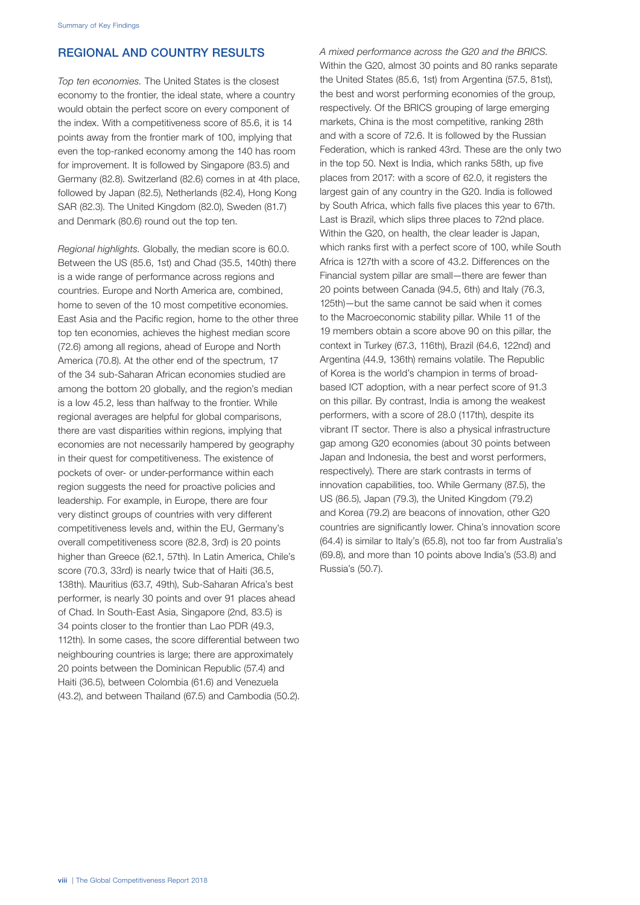## REGIONAL AND COUNTRY RESULTS

*Top ten economies.* The United States is the closest economy to the frontier, the ideal state, where a country would obtain the perfect score on every component of the index. With a competitiveness score of 85.6, it is 14 points away from the frontier mark of 100, implying that even the top-ranked economy among the 140 has room for improvement. It is followed by Singapore (83.5) and Germany (82.8). Switzerland (82.6) comes in at 4th place, followed by Japan (82.5), Netherlands (82.4), Hong Kong SAR (82.3). The United Kingdom (82.0), Sweden (81.7) and Denmark (80.6) round out the top ten.

*Regional highlights.* Globally, the median score is 60.0. Between the US (85.6, 1st) and Chad (35.5, 140th) there is a wide range of performance across regions and countries. Europe and North America are, combined, home to seven of the 10 most competitive economies. East Asia and the Pacific region, home to the other three top ten economies, achieves the highest median score (72.6) among all regions, ahead of Europe and North America (70.8). At the other end of the spectrum, 17 of the 34 sub-Saharan African economies studied are among the bottom 20 globally, and the region's median is a low 45.2, less than halfway to the frontier. While regional averages are helpful for global comparisons, there are vast disparities within regions, implying that economies are not necessarily hampered by geography in their quest for competitiveness. The existence of pockets of over- or under-performance within each region suggests the need for proactive policies and leadership. For example, in Europe, there are four very distinct groups of countries with very different competitiveness levels and, within the EU, Germany's overall competitiveness score (82.8, 3rd) is 20 points higher than Greece (62.1, 57th). In Latin America, Chile's score (70.3, 33rd) is nearly twice that of Haiti (36.5, 138th). Mauritius (63.7, 49th), Sub-Saharan Africa's best performer, is nearly 30 points and over 91 places ahead of Chad. In South-East Asia, Singapore (2nd, 83.5) is 34 points closer to the frontier than Lao PDR (49.3, 112th). In some cases, the score differential between two neighbouring countries is large; there are approximately 20 points between the Dominican Republic (57.4) and Haiti (36.5), between Colombia (61.6) and Venezuela (43.2), and between Thailand (67.5) and Cambodia (50.2).

*A mixed performance across the G20 and the BRICS.* Within the G20, almost 30 points and 80 ranks separate the United States (85.6, 1st) from Argentina (57.5, 81st), the best and worst performing economies of the group, respectively. Of the BRICS grouping of large emerging markets, China is the most competitive, ranking 28th and with a score of 72.6. It is followed by the Russian Federation, which is ranked 43rd. These are the only two in the top 50. Next is India, which ranks 58th, up five places from 2017: with a score of 62.0, it registers the largest gain of any country in the G20. India is followed by South Africa, which falls five places this year to 67th. Last is Brazil, which slips three places to 72nd place. Within the G20, on health, the clear leader is Japan, which ranks first with a perfect score of 100, while South Africa is 127th with a score of 43.2. Differences on the Financial system pillar are small—there are fewer than 20 points between Canada (94.5, 6th) and Italy (76.3, 125th)—but the same cannot be said when it comes to the Macroeconomic stability pillar. While 11 of the 19 members obtain a score above 90 on this pillar, the context in Turkey (67.3, 116th), Brazil (64.6, 122nd) and Argentina (44.9, 136th) remains volatile. The Republic of Korea is the world's champion in terms of broad-based ICT adoption, with a near perfect score of 91.3 on this pillar. By contrast, India is among the weakest performers, with a score of 28.0 (117th), despite its vibrant IT sector. There is also a physical infrastructure gap among G20 economies (about 30 points between Japan and Indonesia, the best and worst performers, respectively). There are stark contrasts in terms of innovation capabilities, too. While Germany (87.5), the US (86.5), Japan (79.3), the United Kingdom (79.2) and Korea (79.2) are beacons of innovation, other G20 countries are significantly lower. China's innovation score (64.4) is similar to Italy's (65.8), not too far from Australia's (69.8), and more than 10 points above India's (53.8) and Russia's (50.7).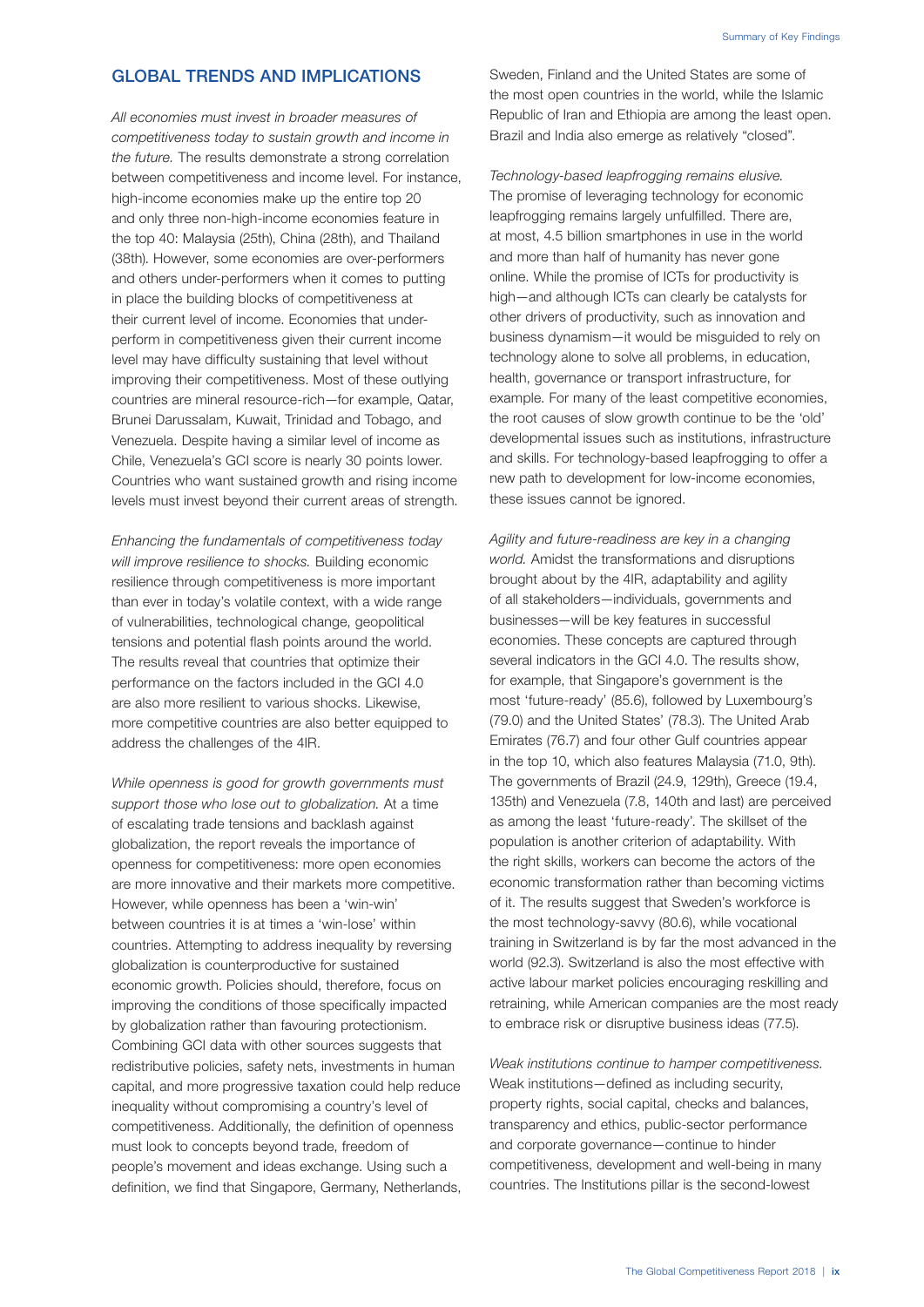## GLOBAL TRENDS AND IMPLICATIONS

*All economies must invest in broader measures of competitiveness today to sustain growth and income in the future.* The results demonstrate a strong correlation between competitiveness and income level. For instance, high-income economies make up the entire top 20 and only three non-high-income economies feature in the top 40: Malaysia (25th), China (28th), and Thailand (38th). However, some economies are over-performers and others under-performers when it comes to putting in place the building blocks of competitiveness at their current level of income. Economies that under-perform in competitiveness given their current income level may have difficulty sustaining that level without improving their competitiveness. Most of these outlying countries are mineral resource-rich—for example, Qatar, Brunei Darussalam, Kuwait, Trinidad and Tobago, and Venezuela. Despite having a similar level of income as Chile, Venezuela's GCI score is nearly 30 points lower. Countries who want sustained growth and rising income levels must invest beyond their current areas of strength.

*Enhancing the fundamentals of competitiveness today will improve resilience to shocks.* Building economic resilience through competitiveness is more important than ever in today's volatile context, with a wide range of vulnerabilities, technological change, geopolitical tensions and potential flash points around the world. The results reveal that countries that optimize their performance on the factors included in the GCI 4.0 are also more resilient to various shocks. Likewise, more competitive countries are also better equipped to address the challenges of the 4IR.

*While openness is good for growth governments must support those who lose out to globalization.* At a time of escalating trade tensions and backlash against globalization, the report reveals the importance of openness for competitiveness: more open economies are more innovative and their markets more competitive. However, while openness has been a 'win-win' between countries it is at times a 'win-lose' within countries. Attempting to address inequality by reversing globalization is counterproductive for sustained economic growth. Policies should, therefore, focus on improving the conditions of those specifically impacted by globalization rather than favouring protectionism. Combining GCI data with other sources suggests that redistributive policies, safety nets, investments in human capital, and more progressive taxation could help reduce inequality without compromising a country's level of competitiveness. Additionally, the definition of openness must look to concepts beyond trade, freedom of people's movement and ideas exchange. Using such a definition, we find that Singapore, Germany, Netherlands, Sweden, Finland and the United States are some of the most open countries in the world, while the Islamic Republic of Iran and Ethiopia are among the least open. Brazil and India also emerge as relatively "closed".

*Technology-based leapfrogging remains elusive.* The promise of leveraging technology for economic leapfrogging remains largely unfulfilled. There are, at most, 4.5 billion smartphones in use in the world and more than half of humanity has never gone online. While the promise of ICTs for productivity is high—and although ICTs can clearly be catalysts for other drivers of productivity, such as innovation and business dynamism—it would be misguided to rely on technology alone to solve all problems, in education, health, governance or transport infrastructure, for example. For many of the least competitive economies, the root causes of slow growth continue to be the 'old' developmental issues such as institutions, infrastructure and skills. For technology-based leapfrogging to offer a new path to development for low-income economies, these issues cannot be ignored.

*Agility and future-readiness are key in a changing world.* Amidst the transformations and disruptions brought about by the 4IR, adaptability and agility of all stakeholders—individuals, governments and businesses—will be key features in successful economies. These concepts are captured through several indicators in the GCI 4.0. The results show, for example, that Singapore's government is the most 'future-ready' (85.6), followed by Luxembourg's (79.0) and the United States' (78.3). The United Arab Emirates (76.7) and four other Gulf countries appear in the top 10, which also features Malaysia (71.0, 9th). The governments of Brazil (24.9, 129th), Greece (19.4, 135th) and Venezuela (7.8, 140th and last) are perceived as among the least 'future-ready'. The skillset of the population is another criterion of adaptability. With the right skills, workers can become the actors of the economic transformation rather than becoming victims of it. The results suggest that Sweden's workforce is the most technology-savvy (80.6), while vocational training in Switzerland is by far the most advanced in the world (92.3). Switzerland is also the most effective with active labour market policies encouraging reskilling and retraining, while American companies are the most ready to embrace risk or disruptive business ideas (77.5).

*Weak institutions continue to hamper competitiveness.* Weak institutions—defined as including security, property rights, social capital, checks and balances, transparency and ethics, public-sector performance and corporate governance—continue to hinder competitiveness, development and well-being in many countries. The Institutions pillar is the second-lowest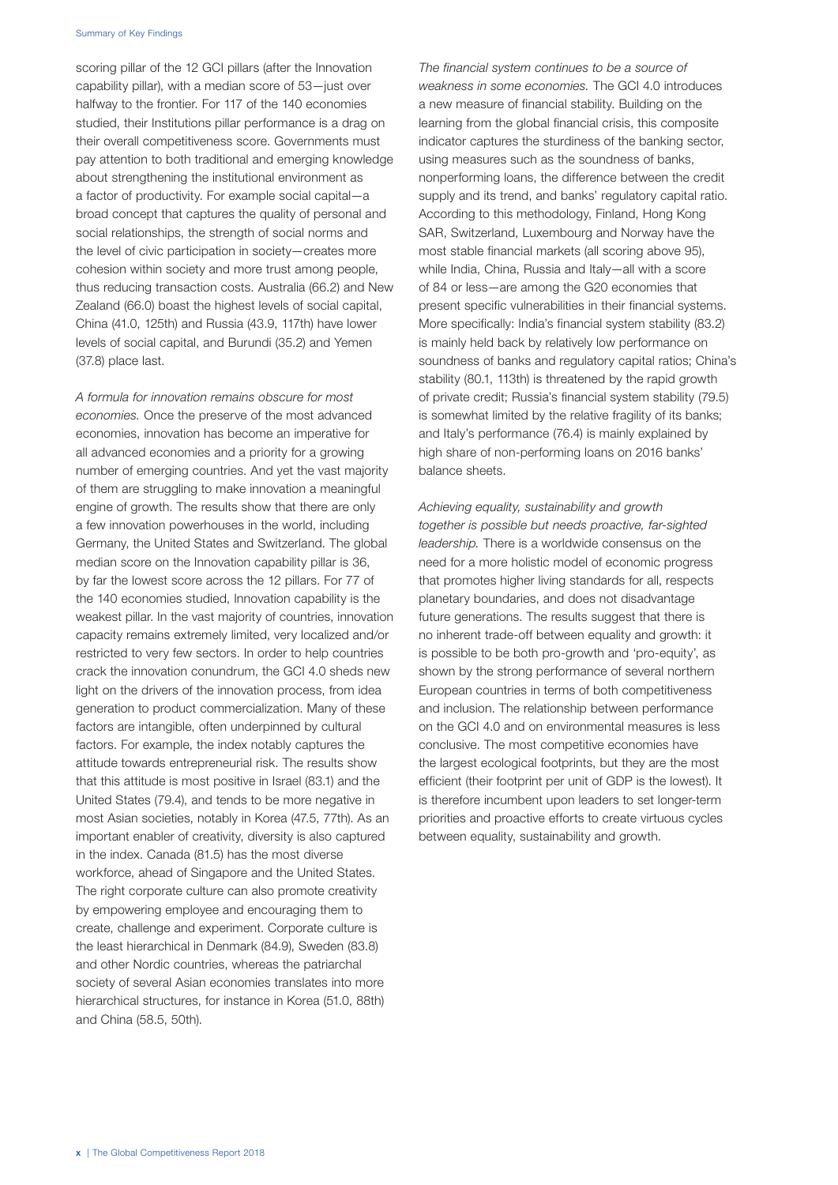scoring pillar of the 12 GCI pillars (after the Innovation capability pillar), with a median score of 53—just over halfway to the frontier. For 117 of the 140 economies studied, their Institutions pillar performance is a drag on their overall competitiveness score. Governments must pay attention to both traditional and emerging knowledge about strengthening the institutional environment as a factor of productivity. For example social capital—a broad concept that captures the quality of personal and social relationships, the strength of social norms and the level of civic participation in society—creates more cohesion within society and more trust among people, thus reducing transaction costs. Australia (66.2) and New Zealand (66.0) boast the highest levels of social capital, China (41.0, 125th) and Russia (43.9, 117th) have lower levels of social capital, and Burundi (35.2) and Yemen (37.8) place last.

*A formula for innovation remains obscure for most economies.* Once the preserve of the most advanced economies, innovation has become an imperative for all advanced economies and a priority for a growing number of emerging countries. And yet the vast majority of them are struggling to make innovation a meaningful engine of growth. The results show that there are only a few innovation powerhouses in the world, including Germany, the United States and Switzerland. The global median score on the Innovation capability pillar is 36, by far the lowest score across the 12 pillars. For 77 of the 140 economies studied, Innovation capability is the weakest pillar. In the vast majority of countries, innovation capacity remains extremely limited, very localized and/or restricted to very few sectors. In order to help countries crack the innovation conundrum, the GCI 4.0 sheds new light on the drivers of the innovation process, from idea generation to product commercialization. Many of these factors are intangible, often underpinned by cultural factors. For example, the index notably captures the attitude towards entrepreneurial risk. The results show that this attitude is most positive in Israel (83.1) and the United States (79.4), and tends to be more negative in most Asian societies, notably in Korea (47.5, 77th). As an important enabler of creativity, diversity is also captured in the index. Canada (81.5) has the most diverse workforce, ahead of Singapore and the United States. The right corporate culture can also promote creativity by empowering employee and encouraging them to create, challenge and experiment. Corporate culture is the least hierarchical in Denmark (84.9), Sweden (83.8) and other Nordic countries, whereas the patriarchal society of several Asian economies translates into more hierarchical structures, for instance in Korea (51.0, 88th) and China (58.5, 50th).

*The financial system continues to be a source of weakness in some economies.* The GCI 4.0 introduces a new measure of financial stability. Building on the learning from the global financial crisis, this composite indicator captures the sturdiness of the banking sector, using measures such as the soundness of banks, nonperforming loans, the difference between the credit supply and its trend, and banks' regulatory capital ratio. According to this methodology, Finland, Hong Kong SAR, Switzerland, Luxembourg and Norway have the most stable financial markets (all scoring above 95), while India, China, Russia and Italy—all with a score of 84 or less—are among the G20 economies that present specific vulnerabilities in their financial systems. More specifically: India's financial system stability (83.2) is mainly held back by relatively low performance on soundness of banks and regulatory capital ratios; China's stability (80.1, 113th) is threatened by the rapid growth of private credit; Russia's financial system stability (79.5) is somewhat limited by the relative fragility of its banks; and Italy's performance (76.4) is mainly explained by high share of non-performing loans on 2016 banks' balance sheets.

*Achieving equality, sustainability and growth together is possible but needs proactive, far-sighted leadership.* There is a worldwide consensus on the need for a more holistic model of economic progress that promotes higher living standards for all, respects planetary boundaries, and does not disadvantage future generations. The results suggest that there is no inherent trade-off between equality and growth: it is possible to be both pro-growth and 'pro-equity', as shown by the strong performance of several northern European countries in terms of both competitiveness and inclusion. The relationship between performance on the GCI 4.0 and on environmental measures is less conclusive. The most competitive economies have the largest ecological footprints, but they are the most efficient (their footprint per unit of GDP is the lowest). It is therefore incumbent upon leaders to set longer-term priorities and proactive efforts to create virtuous cycles between equality, sustainability and growth.